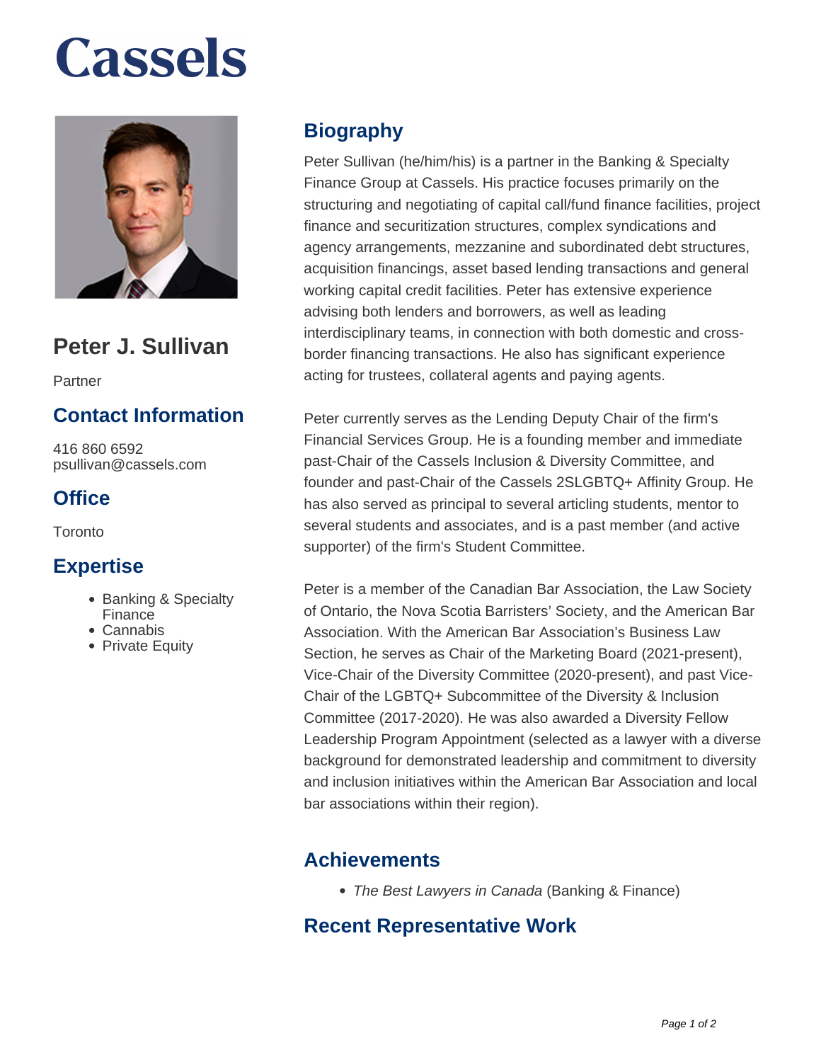# Cassels

## Peter J. Sullivan

Partner

## Contact Information

416 860 6592
psullivan@cassels.com

## Office

Toronto

## Expertise

- Banking & Specialty Finance
- Cannabis
- Private Equity

## Biography

Peter Sullivan (he/him/his) is a partner in the Banking & Specialty Finance Group at Cassels. His practice focuses primarily on the structuring and negotiating of capital call/fund finance facilities, project finance and securitization structures, complex syndications and agency arrangements, mezzanine and subordinated debt structures, acquisition financings, asset based lending transactions and general working capital credit facilities. Peter has extensive experience advising both lenders and borrowers, as well as leading interdisciplinary teams, in connection with both domestic and cross-border financing transactions. He also has significant experience acting for trustees, collateral agents and paying agents.

Peter currently serves as the Lending Deputy Chair of the firm's Financial Services Group. He is a founding member and immediate past-Chair of the Cassels Inclusion & Diversity Committee, and founder and past-Chair of the Cassels 2SLGBTQ+ Affinity Group. He has also served as principal to several articling students, mentor to several students and associates, and is a past member (and active supporter) of the firm's Student Committee.

Peter is a member of the Canadian Bar Association, the Law Society of Ontario, the Nova Scotia Barristers' Society, and the American Bar Association. With the American Bar Association's Business Law Section, he serves as Chair of the Marketing Board (2021-present), Vice-Chair of the Diversity Committee (2020-present), and past Vice-Chair of the LGBTQ+ Subcommittee of the Diversity & Inclusion Committee (2017-2020). He was also awarded a Diversity Fellow Leadership Program Appointment (selected as a lawyer with a diverse background for demonstrated leadership and commitment to diversity and inclusion initiatives within the American Bar Association and local bar associations within their region).

## Achievements

- *The Best Lawyers in Canada* (Banking & Finance)

## Recent Representative Work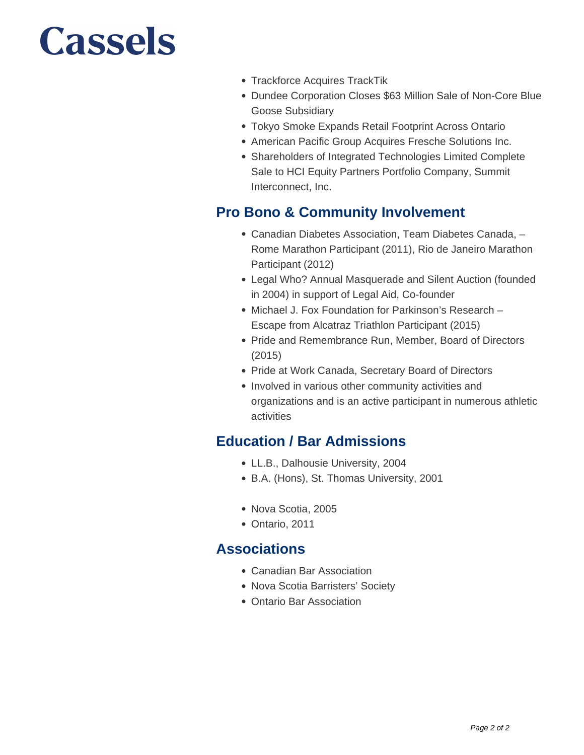- Trackforce Acquires TrackTik
- Dundee Corporation Closes $63 Million Sale of Non-Core Blue Goose Subsidiary
- Tokyo Smoke Expands Retail Footprint Across Ontario
- American Pacific Group Acquires Fresche Solutions Inc.
- Shareholders of Integrated Technologies Limited Complete Sale to HCI Equity Partners Portfolio Company, Summit Interconnect, Inc.

## Pro Bono & Community Involvement

- Canadian Diabetes Association, Team Diabetes Canada, – Rome Marathon Participant (2011), Rio de Janeiro Marathon Participant (2012)
- Legal Who? Annual Masquerade and Silent Auction (founded in 2004) in support of Legal Aid, Co-founder
- Michael J. Fox Foundation for Parkinson's Research – Escape from Alcatraz Triathlon Participant (2015)
- Pride and Remembrance Run, Member, Board of Directors (2015)
- Pride at Work Canada, Secretary Board of Directors
- Involved in various other community activities and organizations and is an active participant in numerous athletic activities

## Education / Bar Admissions

- LL.B., Dalhousie University, 2004
- B.A. (Hons), St. Thomas University, 2001

- Nova Scotia, 2005
- Ontario, 2011

## Associations

- Canadian Bar Association
- Nova Scotia Barristers' Society
- Ontario Bar Association